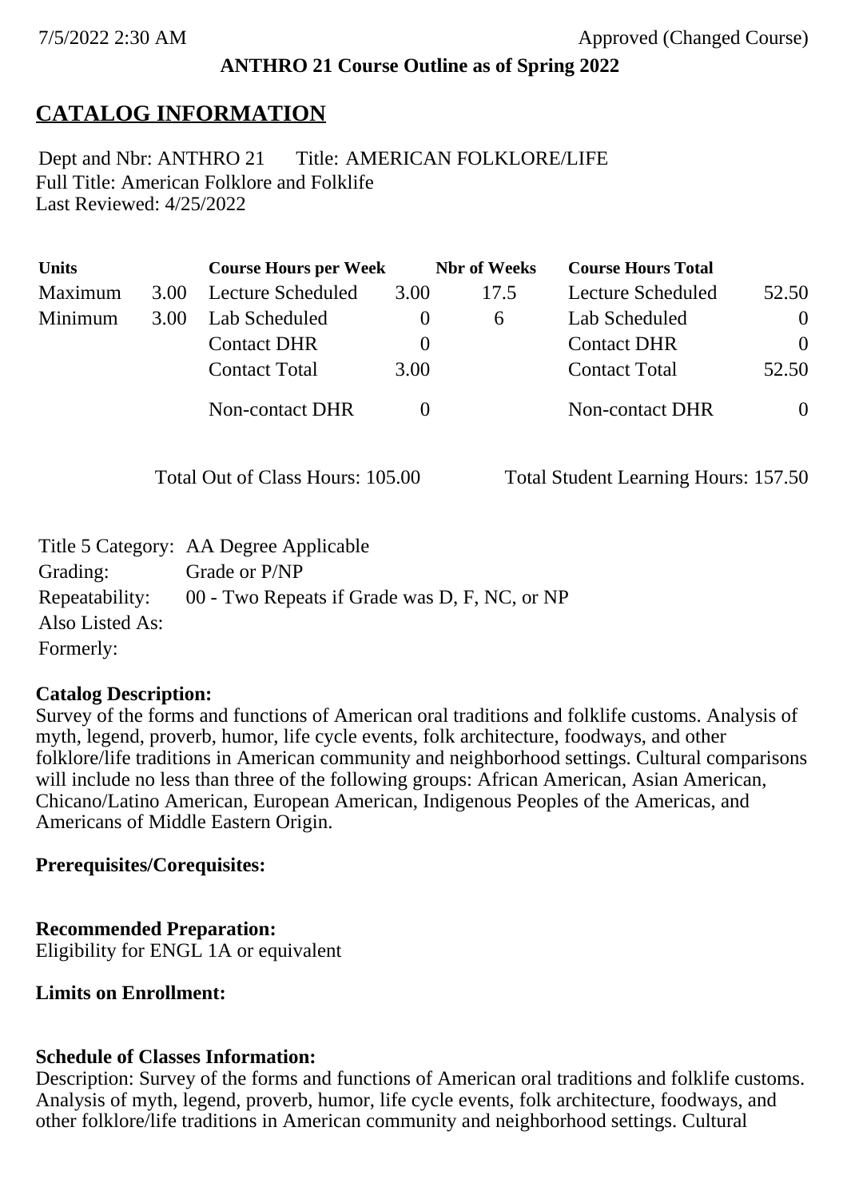7/5/2022 2:30 AM Approved (Changed Course)

**ANTHRO 21 Course Outline as of Spring 2022**

# CATALOG INFORMATION

Dept and Nbr: ANTHRO 21 Title: AMERICAN FOLKLORE/LIFE
Full Title: American Folklore and Folklife
Last Reviewed: 4/25/2022

| Units | | Course Hours per Week | | Nbr of Weeks | Course Hours Total | |
|---|---|---|---|---|---|---|
| Maximum | 3.00 | Lecture Scheduled | 3.00 | 17.5 | Lecture Scheduled | 52.50 |
| Minimum | 3.00 | Lab Scheduled | 0 | 6 | Lab Scheduled | 0 |
| | | Contact DHR | 0 | | Contact DHR | 0 |
| | | Contact Total | 3.00 | | Contact Total | 52.50 |
| | | Non-contact DHR | 0 | | Non-contact DHR | 0 |

Total Out of Class Hours: 105.00 Total Student Learning Hours: 157.50

Title 5 Category: AA Degree Applicable
Grading: Grade or P/NP
Repeatability: 00 - Two Repeats if Grade was D, F, NC, or NP
Also Listed As:
Formerly:

**Catalog Description:**
Survey of the forms and functions of American oral traditions and folklife customs. Analysis of myth, legend, proverb, humor, life cycle events, folk architecture, foodways, and other folklore/life traditions in American community and neighborhood settings. Cultural comparisons will include no less than three of the following groups: African American, Asian American, Chicano/Latino American, European American, Indigenous Peoples of the Americas, and Americans of Middle Eastern Origin.

**Prerequisites/Corequisites:**

**Recommended Preparation:**
Eligibility for ENGL 1A or equivalent

**Limits on Enrollment:**

**Schedule of Classes Information:**
Description: Survey of the forms and functions of American oral traditions and folklife customs. Analysis of myth, legend, proverb, humor, life cycle events, folk architecture, foodways, and other folklore/life traditions in American community and neighborhood settings. Cultural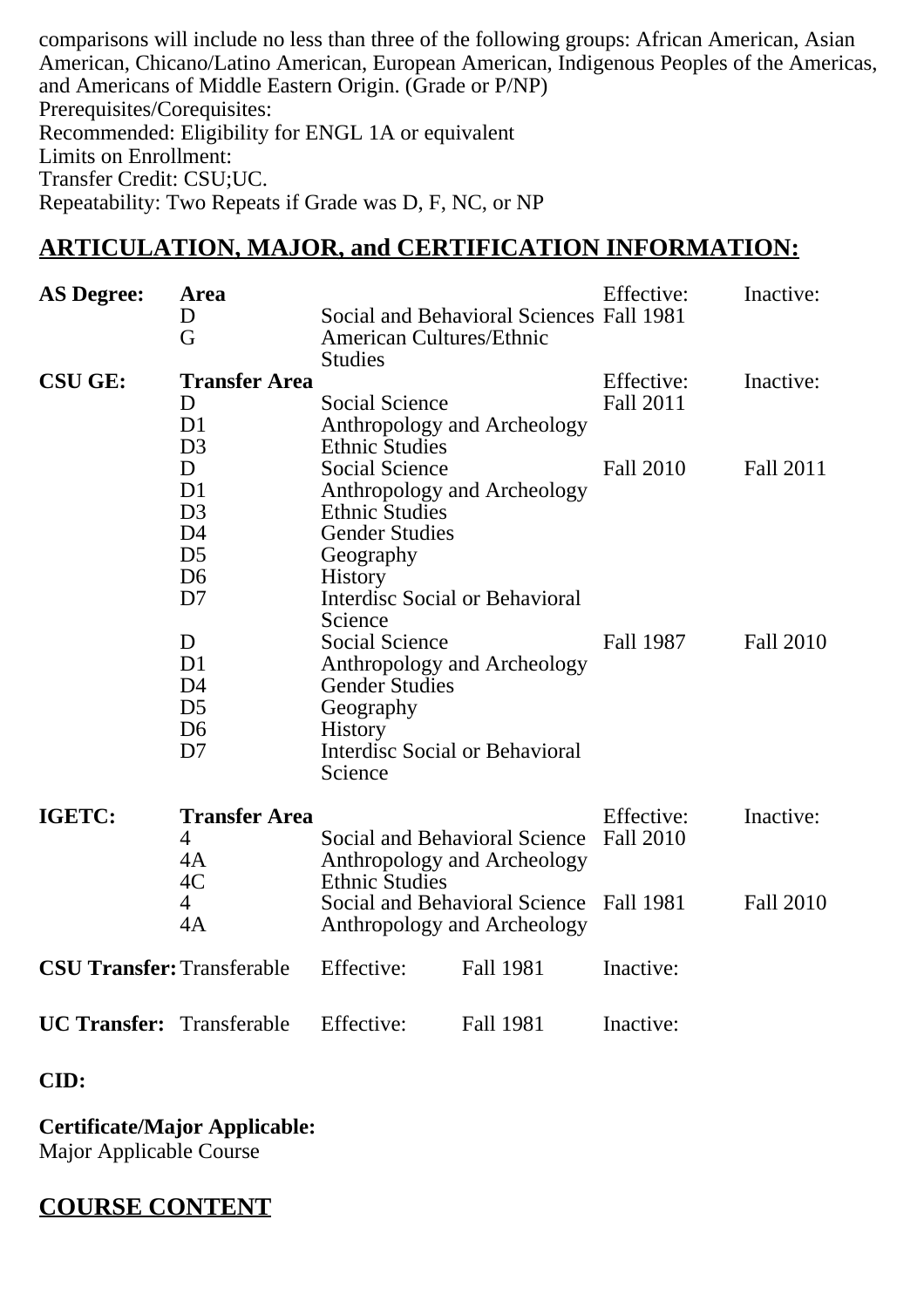comparisons will include no less than three of the following groups: African American, Asian American, Chicano/Latino American, European American, Indigenous Peoples of the Americas, and Americans of Middle Eastern Origin. (Grade or P/NP)
Prerequisites/Corequisites:
Recommended: Eligibility for ENGL 1A or equivalent
Limits on Enrollment:
Transfer Credit: CSU;UC.
Repeatability: Two Repeats if Grade was D, F, NC, or NP

## ARTICULATION, MAJOR, and CERTIFICATION INFORMATION:

| **AS Degree:** | **Area** | | Effective: | Inactive: |
|---|---|---|---|---|
| | D | Social and Behavioral Sciences | Fall 1981 | |
| | G | American Cultures/Ethnic Studies | | |
| **CSU GE:** | **Transfer Area** | | Effective: | Inactive: |
| | D | Social Science | Fall 2011 | |
| | D1 | Anthropology and Archeology | | |
| | D3 | Ethnic Studies | | |
| | D | Social Science | Fall 2010 | Fall 2011 |
| | D1 | Anthropology and Archeology | | |
| | D3 | Ethnic Studies | | |
| | D4 | Gender Studies | | |
| | D5 | Geography | | |
| | D6 | History | | |
| | D7 | Interdisc Social or Behavioral Science | | |
| | D | Social Science | Fall 1987 | Fall 2010 |
| | D1 | Anthropology and Archeology | | |
| | D4 | Gender Studies | | |
| | D5 | Geography | | |
| | D6 | History | | |
| | D7 | Interdisc Social or Behavioral Science | | |
| **IGETC:** | **Transfer Area** | | Effective: | Inactive: |
| | 4 | Social and Behavioral Science | Fall 2010 | |
| | 4A | Anthropology and Archeology | | |
| | 4C | Ethnic Studies | | |
| | 4 | Social and Behavioral Science | Fall 1981 | Fall 2010 |
| | 4A | Anthropology and Archeology | | |

**CSU Transfer:** Transferable Effective: Fall 1981 Inactive:

**UC Transfer:** Transferable Effective: Fall 1981 Inactive:

**CID:**

**Certificate/Major Applicable:**
Major Applicable Course

## COURSE CONTENT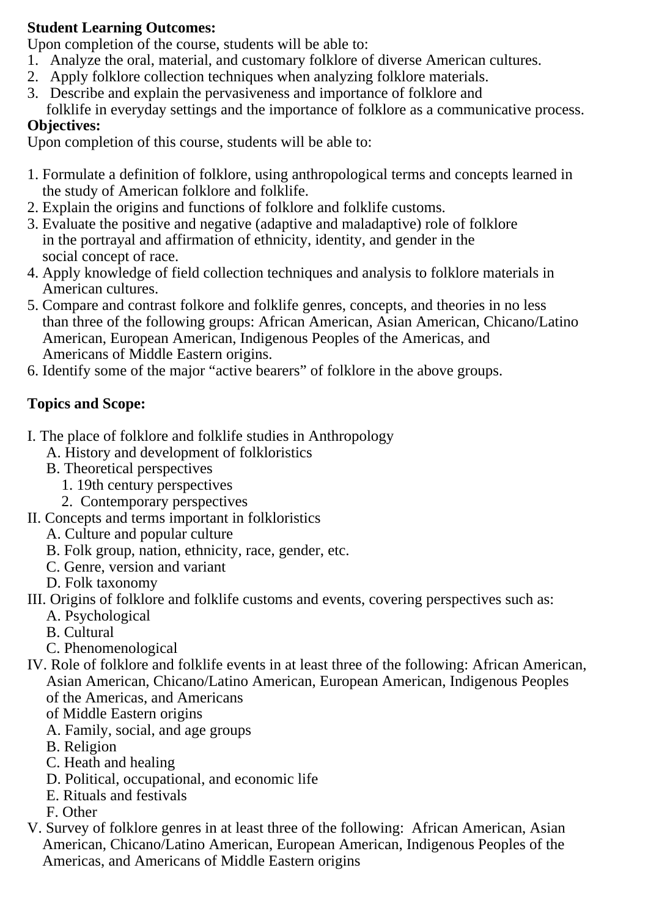**Student Learning Outcomes:**

Upon completion of the course, students will be able to:

1. Analyze the oral, material, and customary folklore of diverse American cultures.
2. Apply folklore collection techniques when analyzing folklore materials.
3. Describe and explain the pervasiveness and importance of folklore and folklife in everyday settings and the importance of folklore as a communicative process.

**Objectives:**

Upon completion of this course, students will be able to:

1. Formulate a definition of folklore, using anthropological terms and concepts learned in the study of American folklore and folklife.
2. Explain the origins and functions of folklore and folklife customs.
3. Evaluate the positive and negative (adaptive and maladaptive) role of folklore in the portrayal and affirmation of ethnicity, identity, and gender in the social concept of race.
4. Apply knowledge of field collection techniques and analysis to folklore materials in American cultures.
5. Compare and contrast folkore and folklife genres, concepts, and theories in no less than three of the following groups: African American, Asian American, Chicano/Latino American, European American, Indigenous Peoples of the Americas, and Americans of Middle Eastern origins.
6. Identify some of the major “active bearers” of folklore in the above groups.

**Topics and Scope:**

I. The place of folklore and folklife studies in Anthropology
   - A. History and development of folkloristics
   - B. Theoretical perspectives
     1. 19th century perspectives
     2. Contemporary perspectives

II. Concepts and terms important in folkloristics
   - A. Culture and popular culture
   - B. Folk group, nation, ethnicity, race, gender, etc.
   - C. Genre, version and variant
   - D. Folk taxonomy

III. Origins of folklore and folklife customs and events, covering perspectives such as:
   - A. Psychological
   - B. Cultural
   - C. Phenomenological

IV. Role of folklore and folklife events in at least three of the following: African American, Asian American, Chicano/Latino American, European American, Indigenous Peoples of the Americas, and Americans of Middle Eastern origins
   - A. Family, social, and age groups
   - B. Religion
   - C. Heath and healing
   - D. Political, occupational, and economic life
   - E. Rituals and festivals
   - F. Other

V. Survey of folklore genres in at least three of the following: African American, Asian American, Chicano/Latino American, European American, Indigenous Peoples of the Americas, and Americans of Middle Eastern origins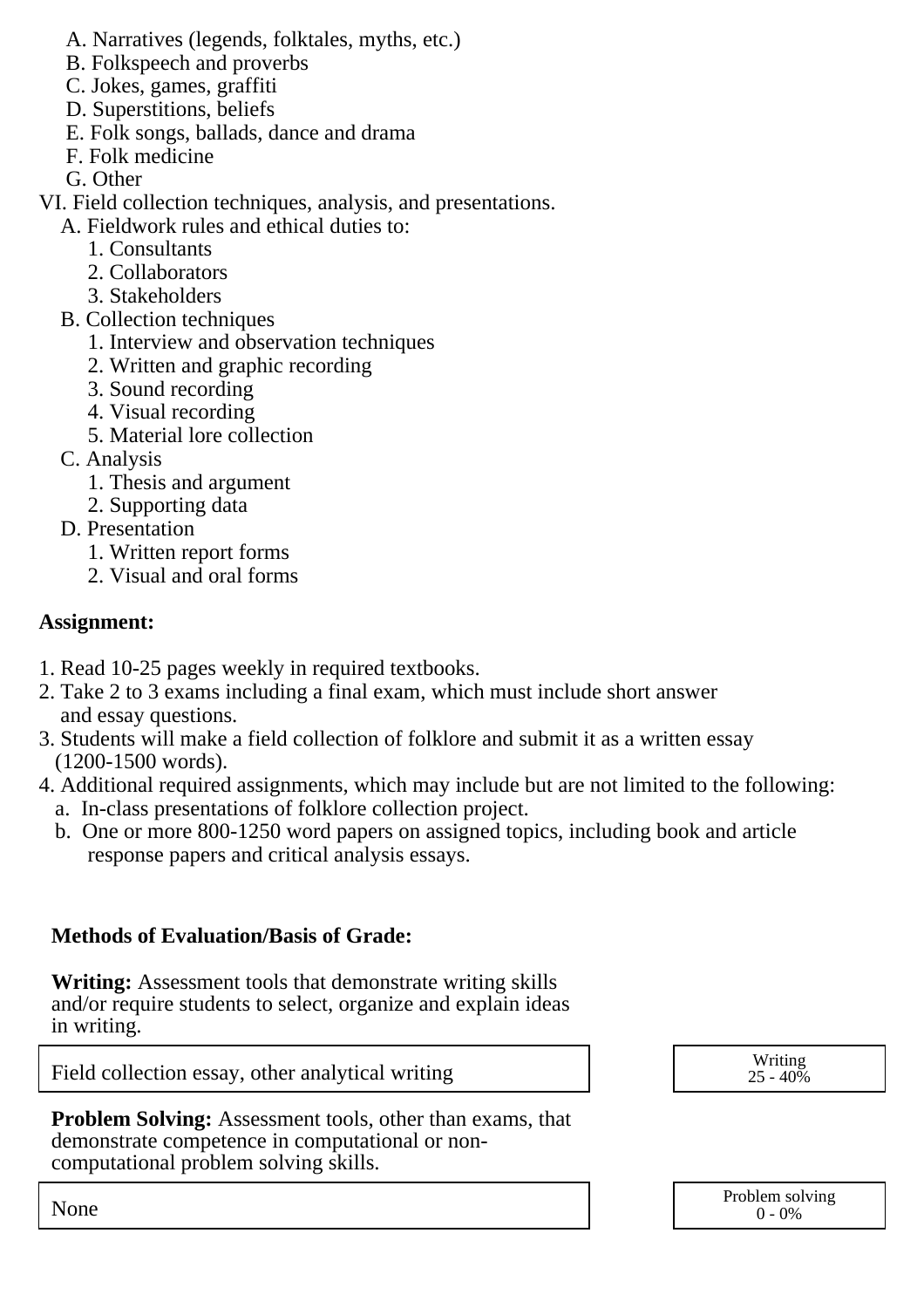A. Narratives (legends, folktales, myths, etc.)
   B. Folkspeech and proverbs
   C. Jokes, games, graffiti
   D. Superstitions, beliefs
   E. Folk songs, ballads, dance and drama
   F. Folk medicine
   G. Other

VI. Field collection techniques, analysis, and presentations.
   A. Fieldwork rules and ethical duties to:
      1. Consultants
      2. Collaborators
      3. Stakeholders
   B. Collection techniques
      1. Interview and observation techniques
      2. Written and graphic recording
      3. Sound recording
      4. Visual recording
      5. Material lore collection
   C. Analysis
      1. Thesis and argument
      2. Supporting data
   D. Presentation
      1. Written report forms
      2. Visual and oral forms

**Assignment:**

1. Read 10-25 pages weekly in required textbooks.
2. Take 2 to 3 exams including a final exam, which must include short answer and essay questions.
3. Students will make a field collection of folklore and submit it as a written essay (1200-1500 words).
4. Additional required assignments, which may include but are not limited to the following:
   a. In-class presentations of folklore collection project.
   b. One or more 800-1250 word papers on assigned topics, including book and article response papers and critical analysis essays.

**Methods of Evaluation/Basis of Grade:**

**Writing:** Assessment tools that demonstrate writing skills and/or require students to select, organize and explain ideas in writing.

| Field collection essay, other analytical writing | Writing 25 - 40% |
|---|---|

**Problem Solving:** Assessment tools, other than exams, that demonstrate competence in computational or non-computational problem solving skills.

| None | Problem solving 0 - 0% |
|---|---|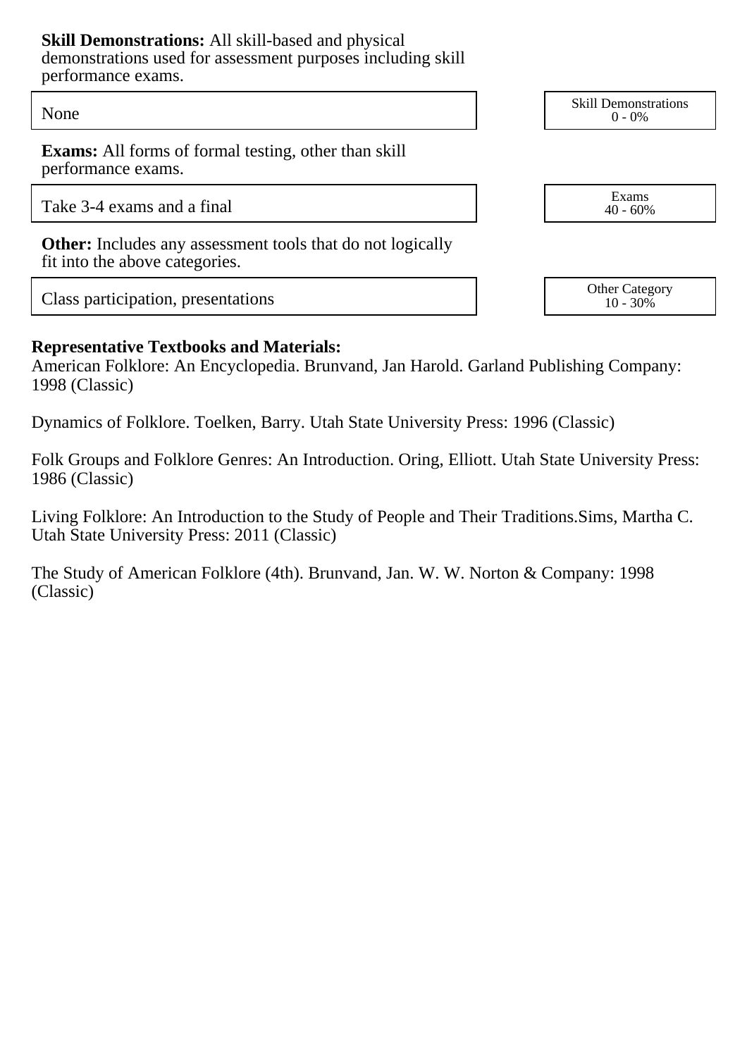**Skill Demonstrations:** All skill-based and physical demonstrations used for assessment purposes including skill performance exams.

| | |
|---|---|
| None | Skill Demonstrations 0 - 0% |

**Exams:** All forms of formal testing, other than skill performance exams.

| | |
|---|---|
| Take 3-4 exams and a final | Exams 40 - 60% |

**Other:** Includes any assessment tools that do not logically fit into the above categories.

| | |
|---|---|
| Class participation, presentations | Other Category 10 - 30% |

**Representative Textbooks and Materials:**

American Folklore: An Encyclopedia. Brunvand, Jan Harold. Garland Publishing Company: 1998 (Classic)

Dynamics of Folklore. Toelken, Barry. Utah State University Press: 1996 (Classic)

Folk Groups and Folklore Genres: An Introduction. Oring, Elliott. Utah State University Press: 1986 (Classic)

Living Folklore: An Introduction to the Study of People and Their Traditions.Sims, Martha C. Utah State University Press: 2011 (Classic)

The Study of American Folklore (4th). Brunvand, Jan. W. W. Norton & Company: 1998 (Classic)